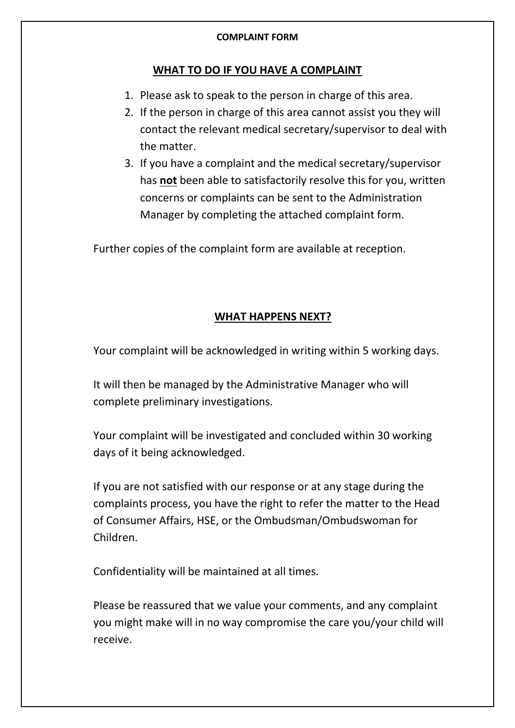**COMPLAINT FORM**

## WHAT TO DO IF YOU HAVE A COMPLAINT

1. Please ask to speak to the person in charge of this area.
2. If the person in charge of this area cannot assist you they will contact the relevant medical secretary/supervisor to deal with the matter.
3. If you have a complaint and the medical secretary/supervisor has **not** been able to satisfactorily resolve this for you, written concerns or complaints can be sent to the Administration Manager by completing the attached complaint form.

Further copies of the complaint form are available at reception.

## WHAT HAPPENS NEXT?

Your complaint will be acknowledged in writing within 5 working days.

It will then be managed by the Administrative Manager who will complete preliminary investigations.

Your complaint will be investigated and concluded within 30 working days of it being acknowledged.

If you are not satisfied with our response or at any stage during the complaints process, you have the right to refer the matter to the Head of Consumer Affairs, HSE, or the Ombudsman/Ombudswoman for Children.

Confidentiality will be maintained at all times.

Please be reassured that we value your comments, and any complaint you might make will in no way compromise the care you/your child will receive.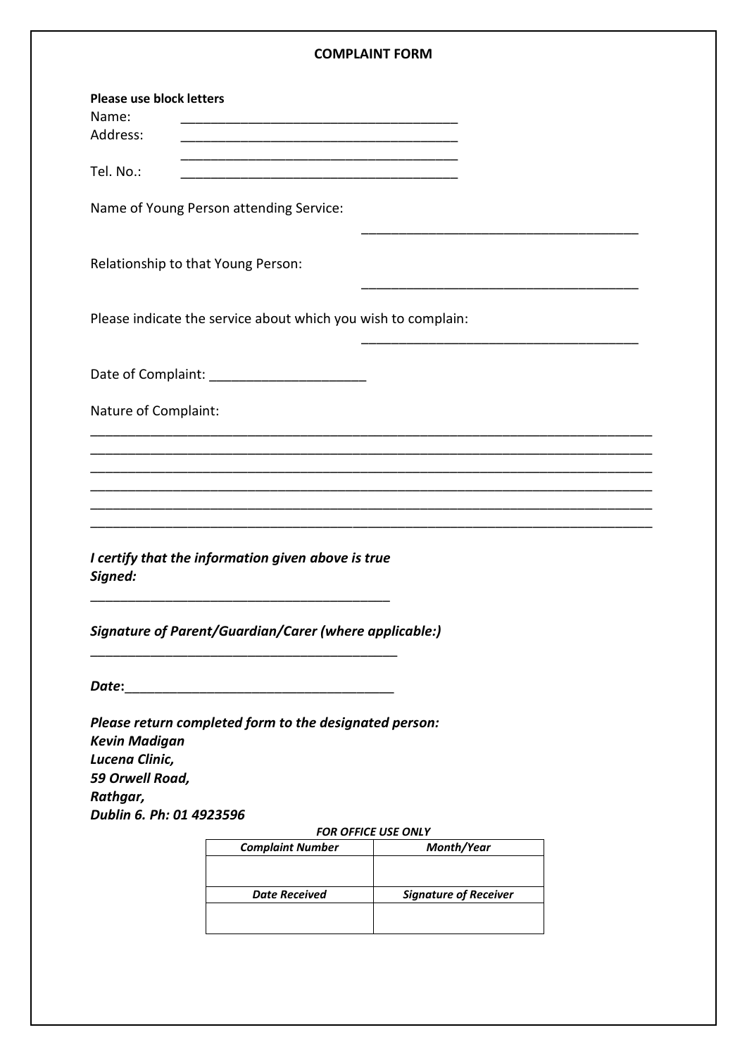# COMPLAINT FORM

**Please use block letters**

Name: ______________________________________

Address: ______________________________________

______________________________________

Tel. No.: ______________________________________

Name of Young Person attending Service:

______________________________________

Relationship to that Young Person:

______________________________________

Please indicate the service about which you wish to complain:

______________________________________

Date of Complaint: ____________________

Nature of Complaint:

___________________________________________________________________________

___________________________________________________________________________

___________________________________________________________________________

___________________________________________________________________________

___________________________________________________________________________

___________________________________________________________________________

***I certify that the information given above is true***

***Signed:***

________________________________________

***Signature of Parent/Guardian/Carer (where applicable:)***

________________________________________

***Date*:**____________________________________

***Please return completed form to the designated person:***
***Kevin Madigan***
***Lucena Clinic,***
***59 Orwell Road,***
***Rathgar,***
***Dublin 6. Ph: 01 4923596***

*FOR OFFICE USE ONLY*

| ***Complaint Number*** | ***Month/Year*** |
| --- | --- |
| | |
| ***Date Received*** | ***Signature of Receiver*** |
| | |